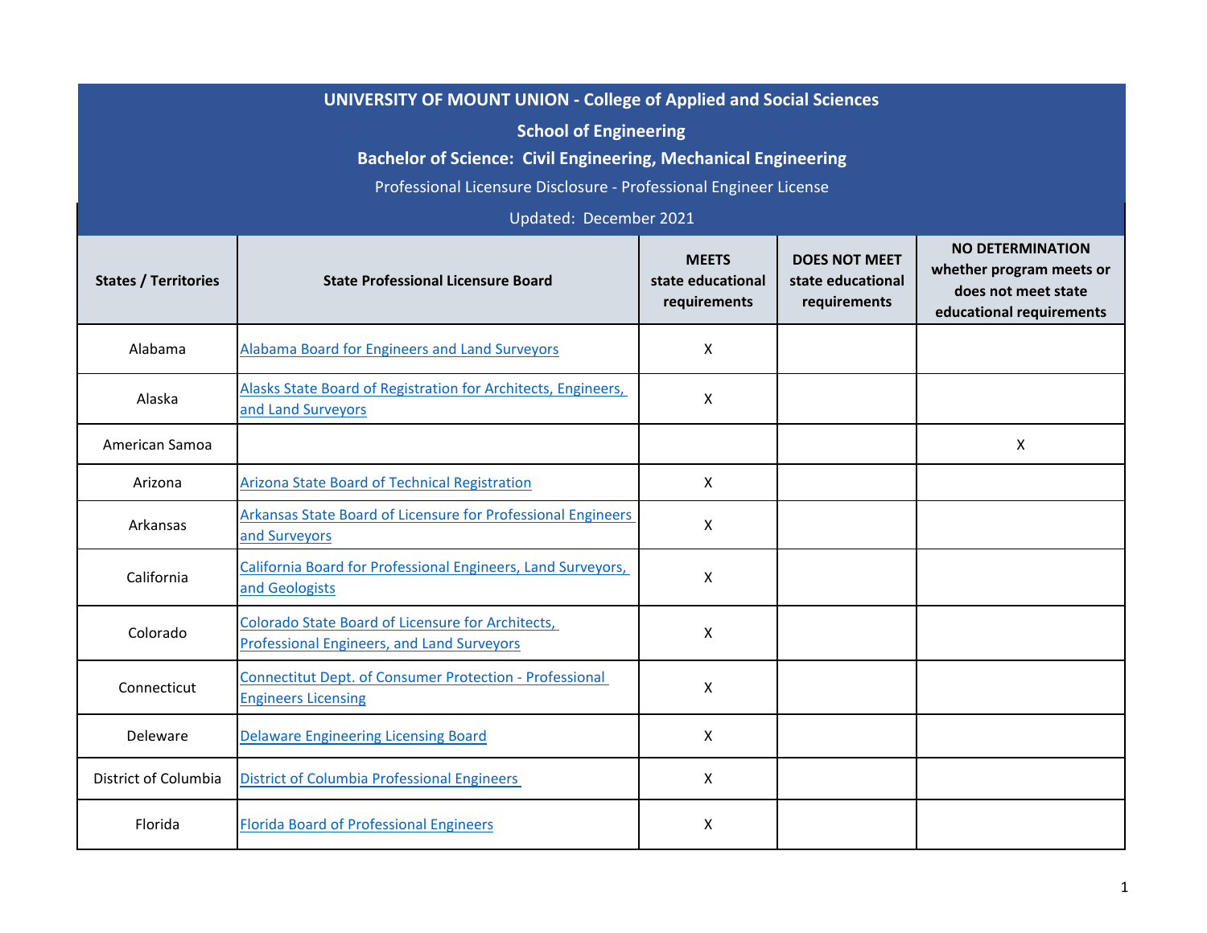## UNIVERSITY OF MOUNT UNION - College of Applied and Social Sciences

### School of Engineering

### Bachelor of Science: Civil Engineering, Mechanical Engineering

Professional Licensure Disclosure - Professional Engineer License

Updated: December 2021

| States / Territories | State Professional Licensure Board | MEETS state educational requirements | DOES NOT MEET state educational requirements | NO DETERMINATION whether program meets or does not meet state educational requirements |
|---|---|---|---|---|
| Alabama | Alabama Board for Engineers and Land Surveyors | X | | |
| Alaska | Alasks State Board of Registration for Architects, Engineers, and Land Surveyors | X | | |
| American Samoa | | | | X |
| Arizona | Arizona State Board of Technical Registration | X | | |
| Arkansas | Arkansas State Board of Licensure for Professional Engineers and Surveyors | X | | |
| California | California Board for Professional Engineers, Land Surveyors, and Geologists | X | | |
| Colorado | Colorado State Board of Licensure for Architects, Professional Engineers, and Land Surveyors | X | | |
| Connecticut | Connectitut Dept. of Consumer Protection - Professional Engineers Licensing | X | | |
| Deleware | Delaware Engineering Licensing Board | X | | |
| District of Columbia | District of Columbia Professional Engineers | X | | |
| Florida | Florida Board of Professional Engineers | X | | |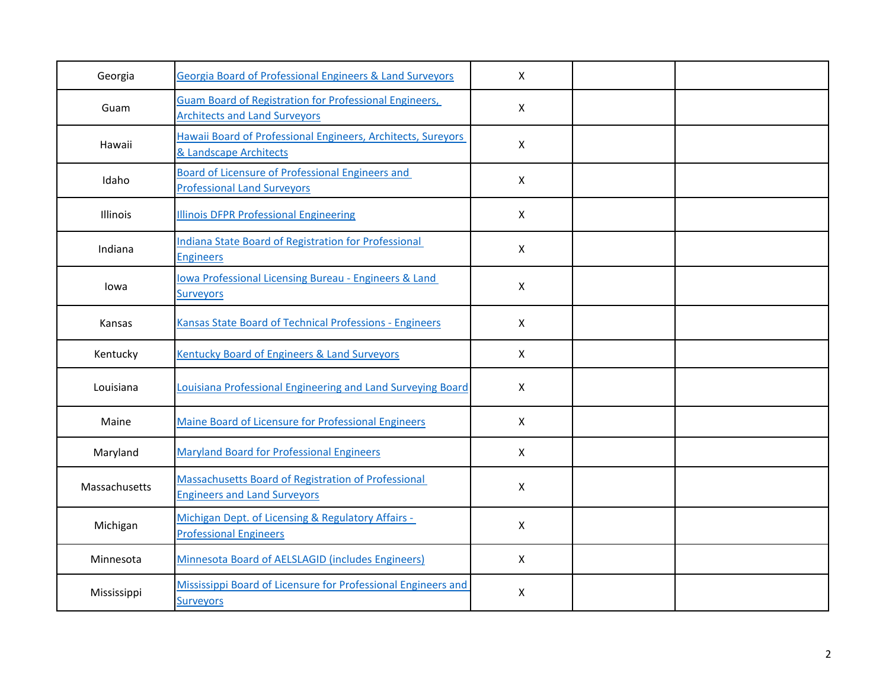| | | | | |
|---|---|---|---|---|
| Georgia | Georgia Board of Professional Engineers & Land Surveyors | X | | |
| Guam | Guam Board of Registration for Professional Engineers, Architects and Land Surveyors | X | | |
| Hawaii | Hawaii Board of Professional Engineers, Architects, Sureyors & Landscape Architects | X | | |
| Idaho | Board of Licensure of Professional Engineers and Professional Land Surveyors | X | | |
| Illinois | Illinois DFPR Professional Engineering | X | | |
| Indiana | Indiana State Board of Registration for Professional Engineers | X | | |
| Iowa | Iowa Professional Licensing Bureau - Engineers & Land Surveyors | X | | |
| Kansas | Kansas State Board of Technical Professions - Engineers | X | | |
| Kentucky | Kentucky Board of Engineers & Land Surveyors | X | | |
| Louisiana | Louisiana Professional Engineering and Land Surveying Board | X | | |
| Maine | Maine Board of Licensure for Professional Engineers | X | | |
| Maryland | Maryland Board for Professional Engineers | X | | |
| Massachusetts | Massachusetts Board of Registration of Professional Engineers and Land Surveyors | X | | |
| Michigan | Michigan Dept. of Licensing & Regulatory Affairs - Professional Engineers | X | | |
| Minnesota | Minnesota Board of AELSLAGID (includes Engineers) | X | | |
| Mississippi | Mississippi Board of Licensure for Professional Engineers and Surveyors | X | | |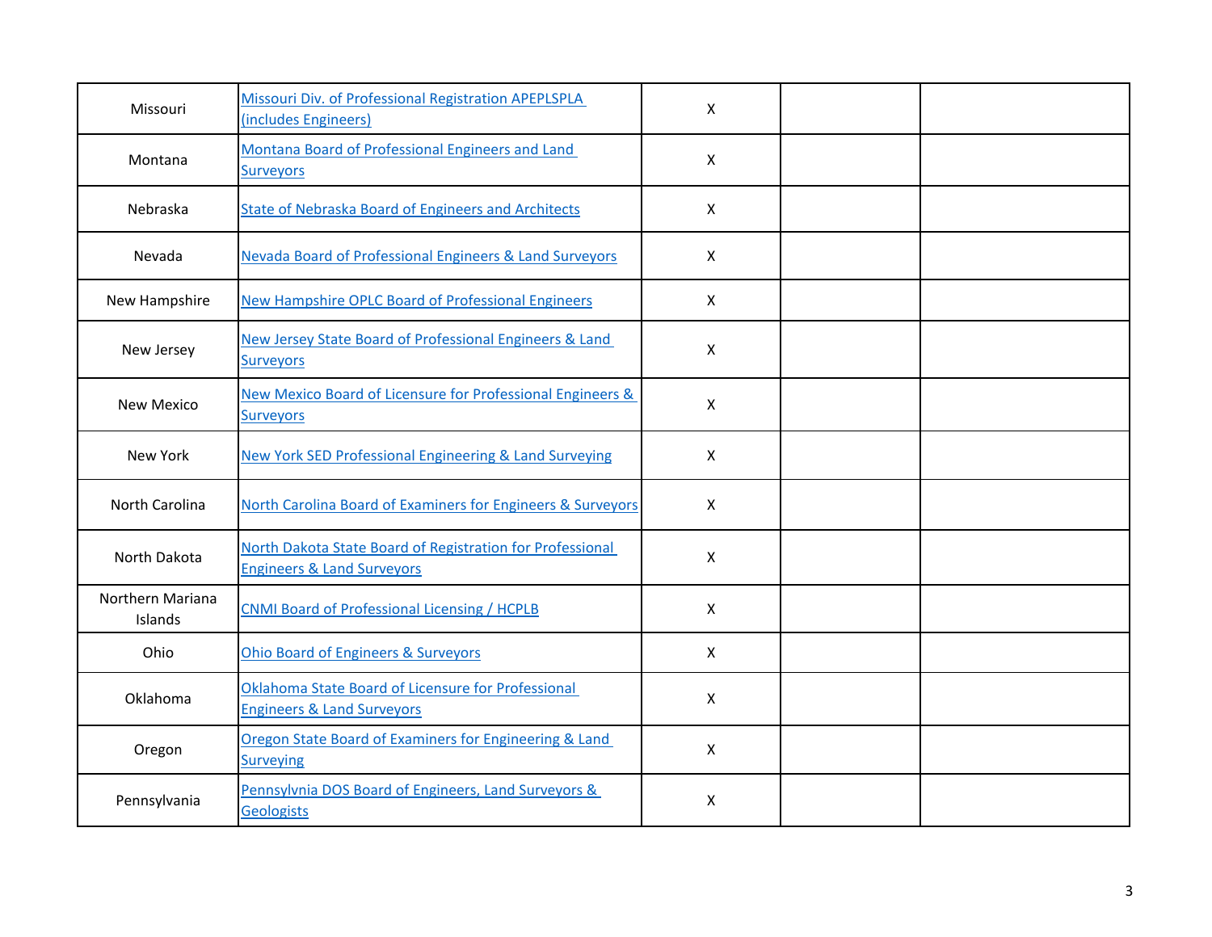| | | | | |
|---|---|---|---|---|
| Missouri | Missouri Div. of Professional Registration APEPLSPLA (includes Engineers) | X | | |
| Montana | Montana Board of Professional Engineers and Land Surveyors | X | | |
| Nebraska | State of Nebraska Board of Engineers and Architects | X | | |
| Nevada | Nevada Board of Professional Engineers & Land Surveyors | X | | |
| New Hampshire | New Hampshire OPLC Board of Professional Engineers | X | | |
| New Jersey | New Jersey State Board of Professional Engineers & Land Surveyors | X | | |
| New Mexico | New Mexico Board of Licensure for Professional Engineers & Surveyors | X | | |
| New York | New York SED Professional Engineering & Land Surveying | X | | |
| North Carolina | North Carolina Board of Examiners for Engineers & Surveyors | X | | |
| North Dakota | North Dakota State Board of Registration for Professional Engineers & Land Surveyors | X | | |
| Northern Mariana Islands | CNMI Board of Professional Licensing / HCPLB | X | | |
| Ohio | Ohio Board of Engineers & Surveyors | X | | |
| Oklahoma | Oklahoma State Board of Licensure for Professional Engineers & Land Surveyors | X | | |
| Oregon | Oregon State Board of Examiners for Engineering & Land Surveying | X | | |
| Pennsylvania | Pennsylvnia DOS Board of Engineers, Land Surveyors & Geologists | X | | |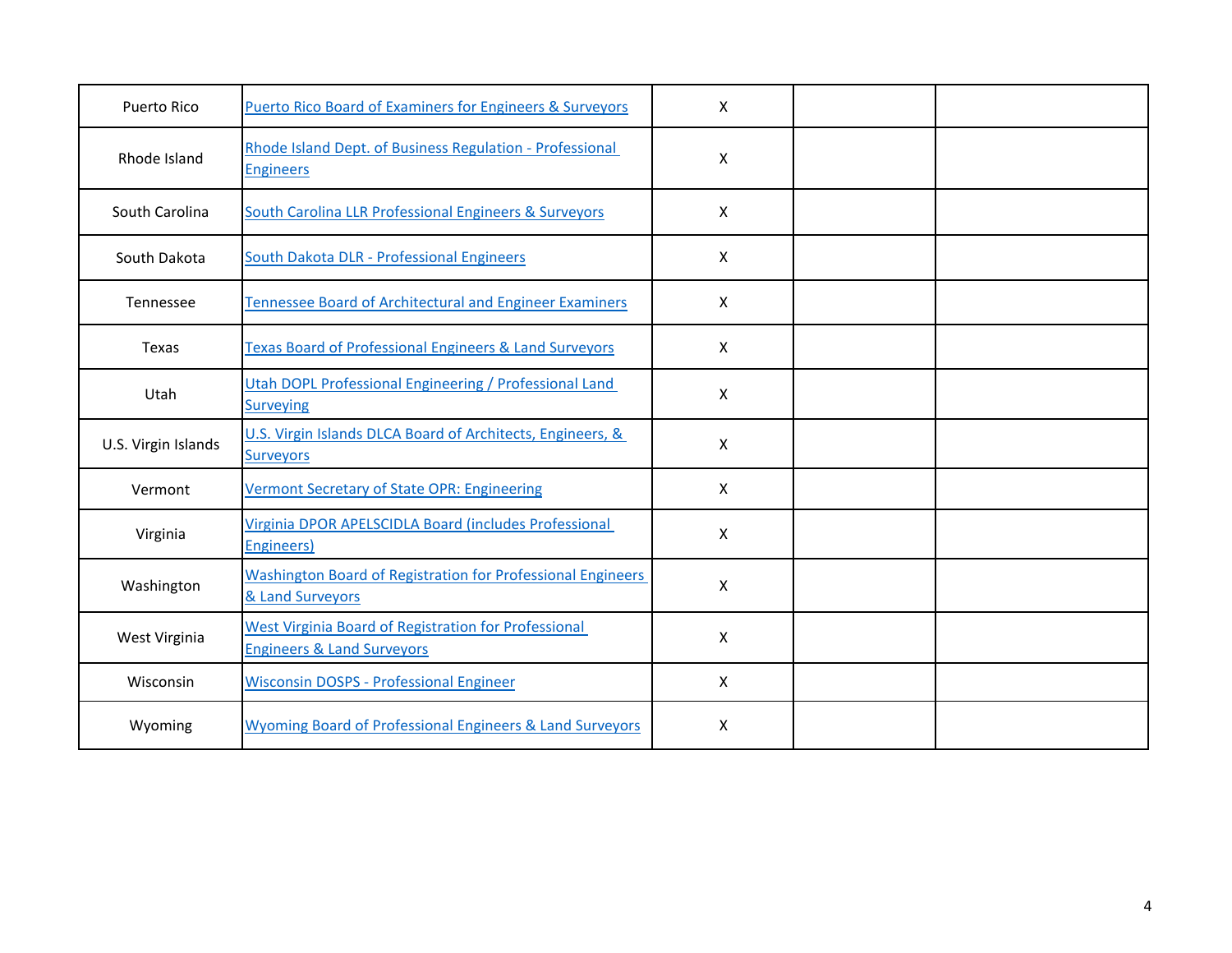| | | | | |
|---|---|---|---|---|
| Puerto Rico | Puerto Rico Board of Examiners for Engineers & Surveyors | X | | |
| Rhode Island | Rhode Island Dept. of Business Regulation - Professional Engineers | X | | |
| South Carolina | South Carolina LLR Professional Engineers & Surveyors | X | | |
| South Dakota | South Dakota DLR - Professional Engineers | X | | |
| Tennessee | Tennessee Board of Architectural and Engineer Examiners | X | | |
| Texas | Texas Board of Professional Engineers & Land Surveyors | X | | |
| Utah | Utah DOPL Professional Engineering / Professional Land Surveying | X | | |
| U.S. Virgin Islands | U.S. Virgin Islands DLCA Board of Architects, Engineers, & Surveyors | X | | |
| Vermont | Vermont Secretary of State OPR: Engineering | X | | |
| Virginia | Virginia DPOR APELSCIDLA Board (includes Professional Engineers) | X | | |
| Washington | Washington Board of Registration for Professional Engineers & Land Surveyors | X | | |
| West Virginia | West Virginia Board of Registration for Professional Engineers & Land Surveyors | X | | |
| Wisconsin | Wisconsin DOSPS - Professional Engineer | X | | |
| Wyoming | Wyoming Board of Professional Engineers & Land Surveyors | X | | |